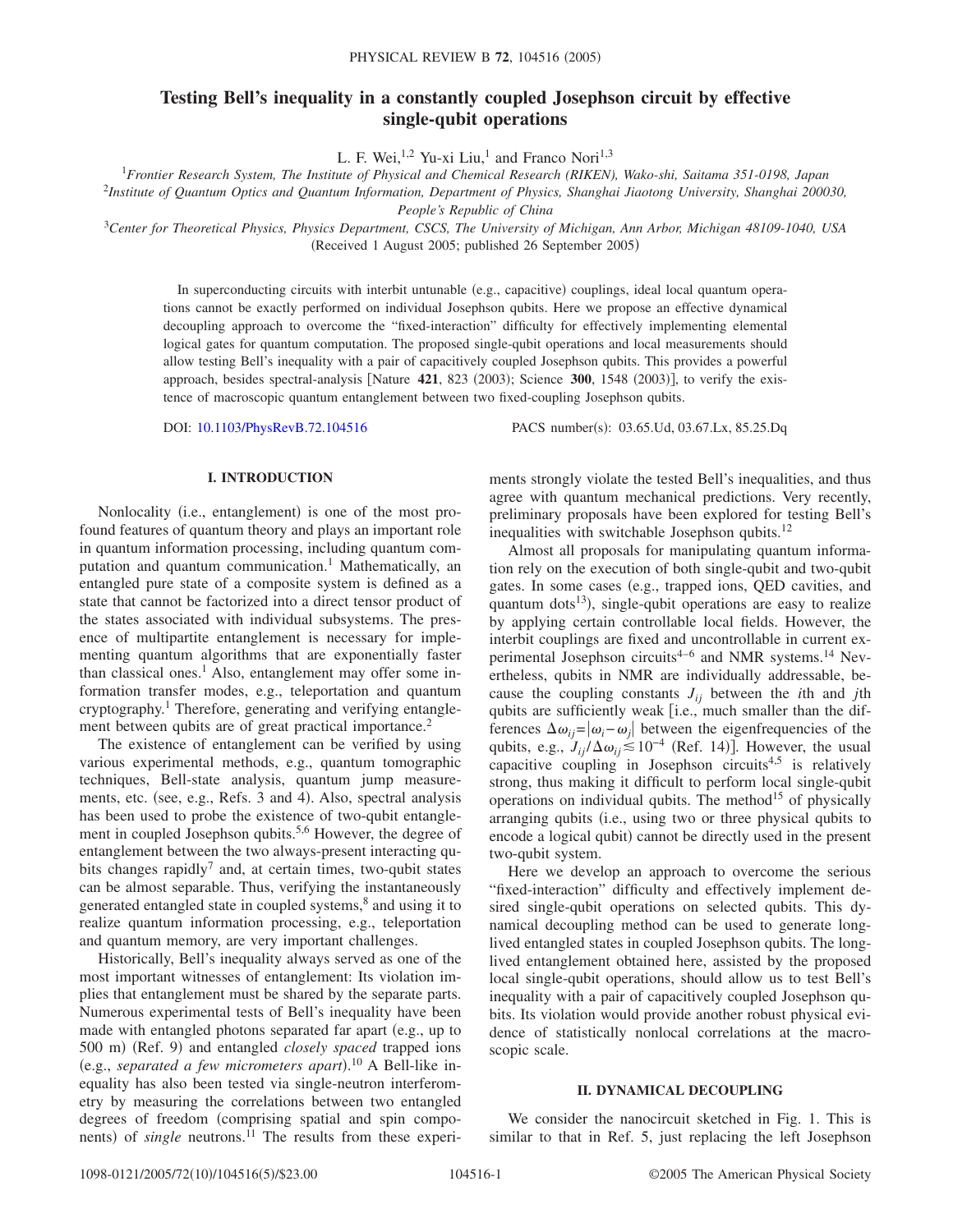# Testing Bell's inequality in a constantly coupled Josephson circuit by effective single-qubit operations

L. F. Wei,[1,2] Yu-xi Liu,[1] and Franco Nori[1,3]

[1]*Frontier Research System, The Institute of Physical and Chemical Research (RIKEN), Wako-shi, Saitama 351-0198, Japan*
[2]*Institute of Quantum Optics and Quantum Information, Department of Physics, Shanghai Jiaotong University, Shanghai 200030, People's Republic of China*
[3]*Center for Theoretical Physics, Physics Department, CSCS, The University of Michigan, Ann Arbor, Michigan 48109-1040, USA*

(Received 1 August 2005; published 26 September 2005)

In superconducting circuits with interbit untunable (e.g., capacitive) couplings, ideal local quantum operations cannot be exactly performed on individual Josephson qubits. Here we propose an effective dynamical decoupling approach to overcome the "fixed-interaction" difficulty for effectively implementing elemental logical gates for quantum computation. The proposed single-qubit operations and local measurements should allow testing Bell's inequality with a pair of capacitively coupled Josephson qubits. This provides a powerful approach, besides spectral-analysis [Nature **421**, 823 (2003); Science **300**, 1548 (2003)], to verify the existence of macroscopic quantum entanglement between two fixed-coupling Josephson qubits.

DOI: 10.1103/PhysRevB.72.104516 PACS number(s): 03.65.Ud, 03.67.Lx, 85.25.Dq

## I. INTRODUCTION

Nonlocality (i.e., entanglement) is one of the most profound features of quantum theory and plays an important role in quantum information processing, including quantum computation and quantum communication.[1] Mathematically, an entangled pure state of a composite system is defined as a state that cannot be factorized into a direct tensor product of the states associated with individual subsystems. The presence of multipartite entanglement is necessary for implementing quantum algorithms that are exponentially faster than classical ones.[1] Also, entanglement may offer some information transfer modes, e.g., teleportation and quantum cryptography.[1] Therefore, generating and verifying entanglement between qubits are of great practical importance.[2]

The existence of entanglement can be verified by using various experimental methods, e.g., quantum tomographic techniques, Bell-state analysis, quantum jump measurements, etc. (see, e.g., Refs. 3 and 4). Also, spectral analysis has been used to probe the existence of two-qubit entanglement in coupled Josephson qubits.[5,6] However, the degree of entanglement between the two always-present interacting qubits changes rapidly[7] and, at certain times, two-qubit states can be almost separable. Thus, verifying the instantaneously generated entangled state in coupled systems,[8] and using it to realize quantum information processing, e.g., teleportation and quantum memory, are very important challenges.

Historically, Bell's inequality always served as one of the most important witnesses of entanglement: Its violation implies that entanglement must be shared by the separate parts. Numerous experimental tests of Bell's inequality have been made with entangled photons separated far apart (e.g., up to 500 m) (Ref. 9) and entangled *closely spaced* trapped ions (e.g., *separated a few micrometers apart*).[10] A Bell-like inequality has also been tested via single-neutron interferometry by measuring the correlations between two entangled degrees of freedom (comprising spatial and spin components) of *single* neutrons.[11] The results from these experiments strongly violate the tested Bell's inequalities, and thus agree with quantum mechanical predictions. Very recently, preliminary proposals have been explored for testing Bell's inequalities with switchable Josephson qubits.[12]

Almost all proposals for manipulating quantum information rely on the execution of both single-qubit and two-qubit gates. In some cases (e.g., trapped ions, QED cavities, and quantum dots[13]), single-qubit operations are easy to realize by applying certain controllable local fields. However, the interbit couplings are fixed and uncontrollable in current experimental Josephson circuits[4–6] and NMR systems.[14] Nevertheless, qubits in NMR are individually addressable, because the coupling constants $J_{ij}$ between the $i$th and $j$th qubits are sufficiently weak [i.e., much smaller than the differences $\Delta\omega_{ij}=|\omega_i-\omega_j|$ between the eigenfrequencies of the qubits, e.g., $J_{ij}/\Delta\omega_{ij}\lesssim 10^{-4}$ (Ref. 14)]. However, the usual capacitive coupling in Josephson circuits[4,5] is relatively strong, thus making it difficult to perform local single-qubit operations on individual qubits. The method[15] of physically arranging qubits (i.e., using two or three physical qubits to encode a logical qubit) cannot be directly used in the present two-qubit system.

Here we develop an approach to overcome the serious "fixed-interaction" difficulty and effectively implement desired single-qubit operations on selected qubits. This dynamical decoupling method can be used to generate long-lived entangled states in coupled Josephson qubits. The long-lived entanglement obtained here, assisted by the proposed local single-qubit operations, should allow us to test Bell's inequality with a pair of capacitively coupled Josephson qubits. Its violation would provide another robust physical evidence of statistically nonlocal correlations at the macroscopic scale.

## II. DYNAMICAL DECOUPLING

We consider the nanocircuit sketched in Fig. 1. This is similar to that in Ref. 5, just replacing the left Josephson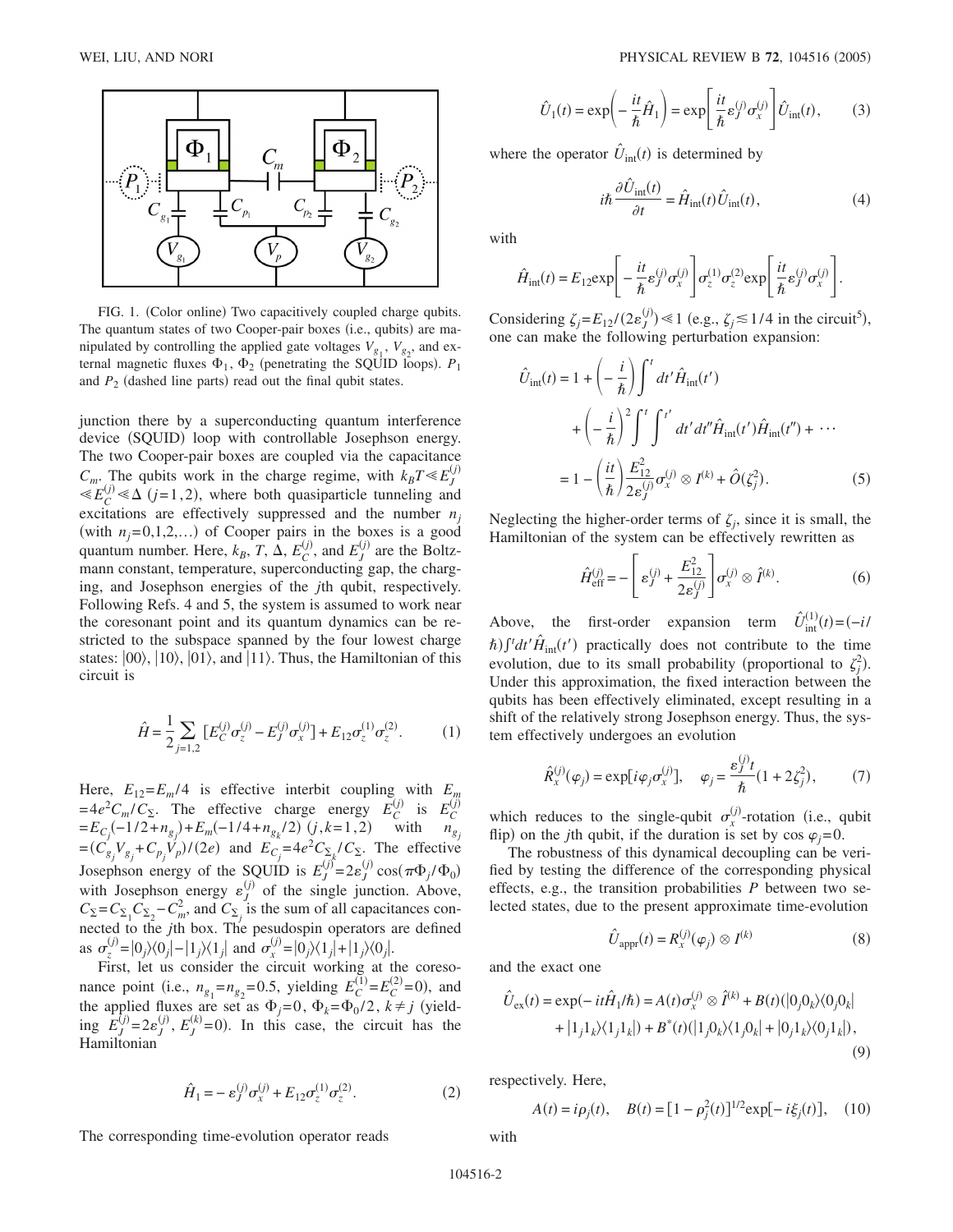FIG. 1. (Color online) Two capacitively coupled charge qubits. The quantum states of two Cooper-pair boxes (i.e., qubits) are manipulated by controlling the applied gate voltages $V_{g_1}$, $V_{g_2}$, and external magnetic fluxes $\Phi_1$, $\Phi_2$ (penetrating the SQUID loops). $P_1$ and $P_2$ (dashed line parts) read out the final qubit states.

junction there by a superconducting quantum interference device (SQUID) loop with controllable Josephson energy. The two Cooper-pair boxes are coupled via the capacitance $C_m$. The qubits work in the charge regime, with $k_BT \ll E_J^{(j)} \ll E_C^{(j)} \ll \Delta$ $(j=1,2)$, where both quasiparticle tunneling and excitations are effectively suppressed and the number $n_j$ (with $n_j=0,1,2,\ldots$) of Cooper pairs in the boxes is a good quantum number. Here, $k_B$, $T$, $\Delta$, $E_C^{(j)}$, and $E_J^{(j)}$ are the Boltzmann constant, temperature, superconducting gap, the charging, and Josephson energies of the $j$th qubit, respectively. Following Refs. 4 and 5, the system is assumed to work near the coresonant point and its quantum dynamics can be restricted to the subspace spanned by the four lowest charge states: $|00\rangle$, $|10\rangle$, $|01\rangle$, and $|11\rangle$. Thus, the Hamiltonian of this circuit is

$$\hat{H} = \frac{1}{2}\sum_{j=1,2}\left[E_C^{(j)}\sigma_z^{(j)} - E_J^{(j)}\sigma_x^{(j)}\right] + E_{12}\sigma_z^{(1)}\sigma_z^{(2)}. \tag{1}$$

Here, $E_{12}=E_m/4$ is effective interbit coupling with $E_m = 4e^2C_m/C_\Sigma$. The effective charge energy $E_C^{(j)}$ is $E_C^{(j)} = E_{C_j}(-1/2+n_{g_j}) + E_m(-1/4+n_{g_k}/2)$ $(j,k=1,2)$ with $n_{g_j} = (C_{g_j}V_{g_j}+C_{p_j}V_p)/(2e)$ and $E_{C_j}=4e^2C_{\Sigma_k}/C_\Sigma$. The effective Josephson energy of the SQUID is $E_J^{(j)}=2\varepsilon_J^{(j)}\cos(\pi\Phi_j/\Phi_0)$ with Josephson energy $\varepsilon_J^{(j)}$ of the single junction. Above, $C_\Sigma = C_{\Sigma_1}C_{\Sigma_2}-C_m^2$, and $C_{\Sigma_j}$ is the sum of all capacitances connected to the $j$th box. The pesudospin operators are defined as $\sigma_z^{(j)}=|0_j\rangle\langle 0_j| - |1_j\rangle\langle 1_j|$ and $\sigma_x^{(j)}=|0_j\rangle\langle 1_j| + |1_j\rangle\langle 0_j|$.

First, let us consider the circuit working at the coresonance point (i.e., $n_{g_1}=n_{g_2}=0.5$, yielding $E_C^{(1)}=E_C^{(2)}=0$), and the applied fluxes are set as $\Phi_j=0$, $\Phi_k=\Phi_0/2$, $k\neq j$ (yielding $E_J^{(j)}=2\varepsilon_J^{(j)}$, $E_J^{(k)}=0$). In this case, the circuit has the Hamiltonian

$$\hat{H}_1 = -\varepsilon_J^{(j)}\sigma_x^{(j)} + E_{12}\sigma_z^{(1)}\sigma_z^{(2)}. \tag{2}$$

The corresponding time-evolution operator reads

$$\hat{U}_1(t) = \exp\left(-\frac{it}{\hbar}\hat{H}_1\right) = \exp\left[\frac{it}{\hbar}\varepsilon_J^{(j)}\sigma_x^{(j)}\right]\hat{U}_{\rm int}(t), \tag{3}$$

where the operator $\hat{U}_{\rm int}(t)$ is determined by

$$i\hbar\frac{\partial \hat{U}_{\rm int}(t)}{\partial t} = \hat{H}_{\rm int}(t)\hat{U}_{\rm int}(t), \tag{4}$$

with

$$\hat{H}_{\rm int}(t) = E_{12}\exp\left[-\frac{it}{\hbar}\varepsilon_J^{(j)}\sigma_x^{(j)}\right]\sigma_z^{(1)}\sigma_z^{(2)}\exp\left[\frac{it}{\hbar}\varepsilon_J^{(j)}\sigma_x^{(j)}\right].$$

Considering $\zeta_j = E_{12}/(2\varepsilon_J^{(j)}) \ll 1$ (e.g., $\zeta_j \lesssim 1/4$ in the circuit[5]), one can make the following perturbation expansion:

$$\begin{aligned}\hat{U}_{\rm int}(t) &= 1 + \left(-\frac{i}{\hbar}\right)\int^t dt'\hat{H}_{\rm int}(t') \\ &\quad + \left(-\frac{i}{\hbar}\right)^2\int^t\int^{t'} dt'dt''\hat{H}_{\rm int}(t')\hat{H}_{\rm int}(t'') + \cdots \\ &= 1 - \left(\frac{it}{\hbar}\right)\frac{E_{12}^2}{2\varepsilon_J^{(j)}}\sigma_x^{(j)}\otimes I^{(k)} + \hat{O}(\zeta_j^2).\end{aligned} \tag{5}$$

Neglecting the higher-order terms of $\zeta_j$, since it is small, the Hamiltonian of the system can be effectively rewritten as

$$\hat{H}_{\rm eff}^{(j)} = -\left[\varepsilon_J^{(j)} + \frac{E_{12}^2}{2\varepsilon_J^{(j)}}\right]\sigma_x^{(j)}\otimes\hat{I}^{(k)}. \tag{6}$$

Above, the first-order expansion term $\hat{U}_{\rm int}^{(1)}(t)=(-i/\hbar)\int^t dt'\hat{H}_{\rm int}(t')$ practically does not contribute to the time evolution, due to its small probability (proportional to $\zeta_j^2$). Under this approximation, the fixed interaction between the qubits has been effectively eliminated, except resulting in a shift of the relatively strong Josephson energy. Thus, the system effectively undergoes an evolution

$$\hat{R}_x^{(j)}(\varphi_j) = \exp[i\varphi_j\sigma_x^{(j)}], \quad \varphi_j = \frac{\varepsilon_J^{(j)}t}{\hbar}(1+2\zeta_j^2), \tag{7}$$

which reduces to the single-qubit $\sigma_x^{(j)}$-rotation (i.e., qubit flip) on the $j$th qubit, if the duration is set by $\cos\varphi_j=0$.

The robustness of this dynamical decoupling can be verified by testing the difference of the corresponding physical effects, e.g., the transition probabilities $P$ between two selected states, due to the present approximate time-evolution

$$\hat{U}_{\rm appr}(t) = R_x^{(j)}(\varphi_j)\otimes I^{(k)} \tag{8}$$

and the exact one

$$\begin{aligned}\hat{U}_{\rm ex}(t) = \exp(-it\hat{H}_1/\hbar) &= A(t)\sigma_x^{(j)}\otimes\hat{I}^{(k)} + B(t)(|0_j0_k\rangle\langle 0_j0_k| \\ &\quad + |1_j1_k\rangle\langle 1_j1_k|) + B^*(t)(|1_j0_k\rangle\langle 1_j0_k| + |0_j1_k\rangle\langle 0_j1_k|),\end{aligned} \tag{9}$$

respectively. Here,

$$A(t) = i\rho_j(t), \quad B(t) = [1-\rho_j^2(t)]^{1/2}\exp[-i\xi_j(t)], \tag{10}$$

with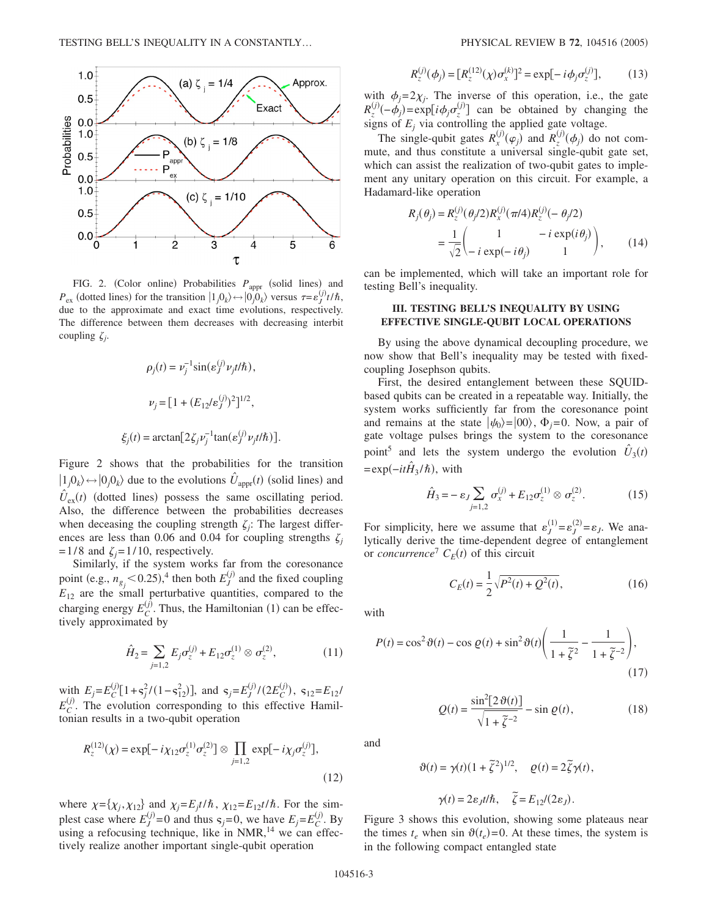FIG. 2. (Color online) Probabilities $P_{\rm appr}$ (solid lines) and $P_{\rm ex}$ (dotted lines) for the transition $|1_j0_k\rangle \leftrightarrow |0_j0_k\rangle$ versus $\tau = \varepsilon_J^{(j)} t/\hbar$, due to the approximate and exact time evolutions, respectively. The difference between them decreases with decreasing interbit coupling $\zeta_j$.

$$\rho_j(t) = \nu_j^{-1} \sin(\varepsilon_J^{(j)} \nu_j t/\hbar),$$

$$\nu_j = [1 + (E_{12}/\varepsilon_J^{(j)})^2]^{1/2},$$

$$\xi_j(t) = \arctan[2\zeta_j \nu_j^{-1} \tan(\varepsilon_J^{(j)} \nu_j t/\hbar)].$$

Figure 2 shows that the probabilities for the transition $|1_j0_k\rangle \leftrightarrow |0_j0_k\rangle$ due to the evolutions $\hat{U}_{\rm appr}(t)$ (solid lines) and $\hat{U}_{\rm ex}(t)$ (dotted lines) possess the same oscillating period. Also, the difference between the probabilities decreases when deceasing the coupling strength $\zeta_j$: The largest differences are less than 0.06 and 0.04 for coupling strengths $\zeta_j = 1/8$ and $\zeta_j = 1/10$, respectively.

Similarly, if the system works far from the coresonance point (e.g., $n_{g_j} < 0.25$),[4] then both $E_J^{(j)}$ and the fixed coupling $E_{12}$ are the small perturbative quantities, compared to the charging energy $E_C^{(j)}$. Thus, the Hamiltonian (1) can be effectively approximated by

$$\hat{H}_2 = \sum_{j=1,2} E_j \sigma_z^{(j)} + E_{12} \sigma_z^{(1)} \otimes \sigma_z^{(2)}, \tag{11}$$

with $E_j = E_C^{(j)}[1 + \varsigma_j^2/(1-\varsigma_{12}^2)]$, and $\varsigma_j = E_J^{(j)}/(2E_C^{(j)})$, $\varsigma_{12} = E_{12}/E_C^{(j)}$. The evolution corresponding to this effective Hamiltonian results in a two-qubit operation

$$R_z^{(12)}(\chi) = \exp[-i\chi_{12}\sigma_z^{(1)}\sigma_z^{(2)}] \otimes \prod_{j=1,2} \exp[-i\chi_j \sigma_z^{(j)}], \tag{12}$$

where $\chi = \{\chi_j, \chi_{12}\}$ and $\chi_j = E_j t/\hbar$, $\chi_{12} = E_{12} t/\hbar$. For the simplest case where $E_J^{(j)} = 0$ and thus $\varsigma_j = 0$, we have $E_j = E_C^{(j)}$. By using a refocusing technique, like in NMR,[14] we can effectively realize another important single-qubit operation

$$R_z^{(j)}(\phi_j) = [R_z^{(12)}(\chi)\sigma_x^{(k)}]^2 = \exp[-i\phi_j \sigma_z^{(j)}], \tag{13}$$

with $\phi_j = 2\chi_j$. The inverse of this operation, i.e., the gate $R_z^{(j)}(-\phi_j) = \exp[i\phi_j \sigma_z^{(j)}]$ can be obtained by changing the signs of $E_j$ via controlling the applied gate voltage.

The single-qubit gates $R_x^{(j)}(\varphi_j)$ and $R_z^{(j)}(\phi_j)$ do not commute, and thus constitute a universal single-qubit gate set, which can assist the realization of two-qubit gates to implement any unitary operation on this circuit. For example, a Hadamard-like operation

$$R_j(\theta_j) = R_z^{(j)}(\theta_j/2) R_x^{(j)}(\pi/4) R_z^{(j)}(-\theta_j/2) = \frac{1}{\sqrt{2}} \begin{pmatrix} 1 & -i\exp(i\theta_j) \\ -i\exp(-i\theta_j) & 1 \end{pmatrix}, \tag{14}$$

can be implemented, which will take an important role for testing Bell's inequality.

## III. TESTING BELL'S INEQUALITY BY USING EFFECTIVE SINGLE-QUBIT LOCAL OPERATIONS

By using the above dynamical decoupling procedure, we now show that Bell's inequality may be tested with fixed-coupling Josephson qubits.

First, the desired entanglement between these SQUID-based qubits can be created in a repeatable way. Initially, the system works sufficiently far from the coresonance point and remains at the state $|\psi_0\rangle = |00\rangle$, $\Phi_j = 0$. Now, a pair of gate voltage pulses brings the system to the coresonance point[5] and lets the system undergo the evolution $\hat{U}_3(t) = \exp(-it\hat{H}_3/\hbar)$, with

$$\hat{H}_3 = -\varepsilon_J \sum_{j=1,2} \sigma_x^{(j)} + E_{12}\sigma_z^{(1)} \otimes \sigma_z^{(2)}. \tag{15}$$

For simplicity, here we assume that $\varepsilon_J^{(1)} = \varepsilon_J^{(2)} = \varepsilon_J$. We analytically derive the time-dependent degree of entanglement or *concurrence*[7] $C_E(t)$ of this circuit

$$C_E(t) = \frac{1}{2}\sqrt{P^2(t) + Q^2(t)}, \tag{16}$$

with

$$P(t) = \cos^2\vartheta(t) - \cos\varrho(t) + \sin^2\vartheta(t)\left(\frac{1}{1+\tilde{\zeta}^2} - \frac{1}{1+\tilde{\zeta}^{-2}}\right), \tag{17}$$

$$Q(t) = \frac{\sin^2[2\vartheta(t)]}{\sqrt{1+\tilde{\zeta}^{-2}}} - \sin\varrho(t), \tag{18}$$

and

$$\vartheta(t) = \gamma(t)(1+\tilde{\zeta}^2)^{1/2}, \quad \varrho(t) = 2\tilde{\zeta}\gamma(t),$$

$$\gamma(t) = 2\varepsilon_J t/\hbar, \quad \tilde{\zeta} = E_{12}/(2\varepsilon_J).$$

Figure 3 shows this evolution, showing some plateaus near the times $t_e$ when $\sin\vartheta(t_e) = 0$. At these times, the system is in the following compact entangled state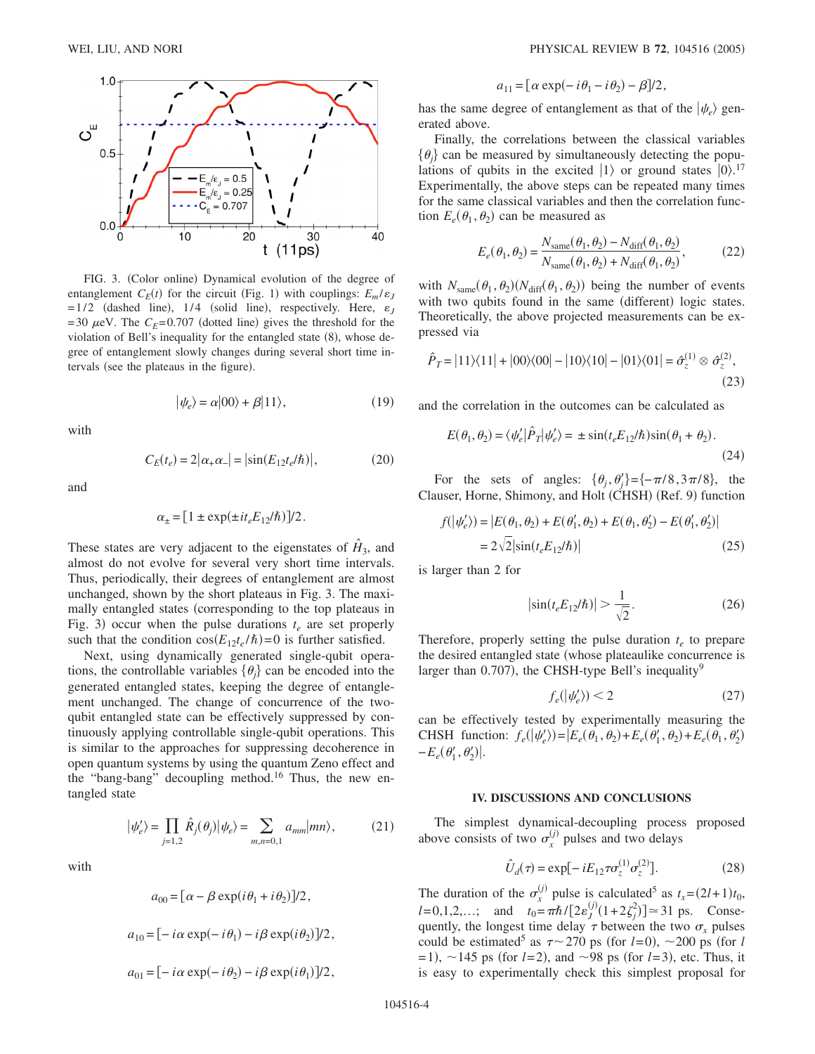FIG. 3. (Color online) Dynamical evolution of the degree of entanglement $C_E(t)$ for the circuit (Fig. 1) with couplings: $E_m/\varepsilon_J = 1/2$ (dashed line), 1/4 (solid line), respectively. Here, $\varepsilon_J = 30\ \mu$eV. The $C_E = 0.707$ (dotted line) gives the threshold for the violation of Bell's inequality for the entangled state (8), whose degree of entanglement slowly changes during several short time intervals (see the plateaus in the figure).

$$|\psi_e\rangle = \alpha|00\rangle + \beta|11\rangle, \tag{19}$$

with

$$C_E(t_e) = 2|\alpha_+\alpha_-| = |\sin(E_{12}t_e/\hbar)|, \tag{20}$$

and

$$\alpha_\pm = [1 \pm \exp(\pm it_e E_{12}/\hbar)]/2.$$

These states are very adjacent to the eigenstates of $\hat{H}_3$, and almost do not evolve for several very short time intervals. Thus, periodically, their degrees of entanglement are almost unchanged, shown by the short plateaus in Fig. 3. The maximally entangled states (corresponding to the top plateaus in Fig. 3) occur when the pulse durations $t_e$ are set properly such that the condition $\cos(E_{12}t_e/\hbar)=0$ is further satisfied.

Next, using dynamically generated single-qubit operations, the controllable variables $\{\theta_j\}$ can be encoded into the generated entangled states, keeping the degree of entanglement unchanged. The change of concurrence of the two-qubit entangled state can be effectively suppressed by continuously applying controllable single-qubit operations. This is similar to the approaches for suppressing decoherence in open quantum systems by using the quantum Zeno effect and the "bang-bang" decoupling method.[16] Thus, the new entangled state

$$|\psi_e'\rangle = \prod_{j=1,2} \hat{R}_j(\theta_j)|\psi_e\rangle = \sum_{m,n=0,1} a_{mn}|mn\rangle, \tag{21}$$

with

$$a_{00} = [\alpha - \beta \exp(i\theta_1 + i\theta_2)]/2,$$

$$a_{10} = [-i\alpha \exp(-i\theta_1) - i\beta \exp(i\theta_2)]/2,$$

$$a_{01} = [-i\alpha \exp(-i\theta_2) - i\beta \exp(i\theta_1)]/2,$$

$$a_{11} = [\alpha \exp(-i\theta_1 - i\theta_2) - \beta]/2,$$

has the same degree of entanglement as that of the $|\psi_e\rangle$ generated above.

Finally, the correlations between the classical variables $\{\theta_j\}$ can be measured by simultaneously detecting the populations of qubits in the excited $|1\rangle$ or ground states $|0\rangle$.[17] Experimentally, the above steps can be repeated many times for the same classical variables and then the correlation function $E_e(\theta_1,\theta_2)$ can be measured as

$$E_e(\theta_1,\theta_2) = \frac{N_{\text{same}}(\theta_1,\theta_2) - N_{\text{diff}}(\theta_1,\theta_2)}{N_{\text{same}}(\theta_1,\theta_2) + N_{\text{diff}}(\theta_1,\theta_2)}, \tag{22}$$

with $N_{\text{same}}(\theta_1,\theta_2)(N_{\text{diff}}(\theta_1,\theta_2))$ being the number of events with two qubits found in the same (different) logic states. Theoretically, the above projected measurements can be expressed via

$$\hat{P}_T = |11\rangle\langle 11| + |00\rangle\langle 00| - |10\rangle\langle 10| - |01\rangle\langle 01| = \hat{\sigma}_z^{(1)} \otimes \hat{\sigma}_z^{(2)}, \tag{23}$$

and the correlation in the outcomes can be calculated as

$$E(\theta_1,\theta_2) = \langle\psi_e'|\hat{P}_T|\psi_e'\rangle = \pm \sin(t_e E_{12}/\hbar)\sin(\theta_1+\theta_2). \tag{24}$$

For the sets of angles: $\{\theta_j,\theta_j'\} = \{-\pi/8, 3\pi/8\}$, the Clauser, Horne, Shimony, and Holt (CHSH) (Ref. 9) function

$$\begin{aligned} f(|\psi_e'\rangle) &= |E(\theta_1,\theta_2) + E(\theta_1',\theta_2) + E(\theta_1,\theta_2') - E(\theta_1',\theta_2')| \\ &= 2\sqrt{2}|\sin(t_e E_{12}/\hbar)| \end{aligned} \tag{25}$$

is larger than 2 for

$$|\sin(t_e E_{12}/\hbar)| > \frac{1}{\sqrt{2}}. \tag{26}$$

Therefore, properly setting the pulse duration $t_e$ to prepare the desired entangled state (whose plateaulike concurrence is larger than 0.707), the CHSH-type Bell's inequality[9]

$$f_e(|\psi_e'\rangle) < 2 \tag{27}$$

can be effectively tested by experimentally measuring the CHSH function: $f_e(|\psi_e'\rangle) = |E_e(\theta_1,\theta_2) + E_e(\theta_1',\theta_2) + E_e(\theta_1,\theta_2') - E_e(\theta_1',\theta_2')|$.

## IV. DISCUSSIONS AND CONCLUSIONS

The simplest dynamical-decoupling process proposed above consists of two $\sigma_x^{(j)}$ pulses and two delays

$$\hat{U}_d(\tau) = \exp[-iE_{12}\tau\sigma_z^{(1)}\sigma_z^{(2)}]. \tag{28}$$

The duration of the $\sigma_x^{(j)}$ pulse is calculated[5] as $t_x = (2l+1)t_0$, $l = 0,1,2,\ldots$; and $t_0 = \pi\hbar/[2\varepsilon_J^{(j)}(1+2\zeta_j^2)] \simeq 31$ ps. Consequently, the longest time delay $\tau$ between the two $\sigma_x$ pulses could be estimated[5] as $\tau \sim 270$ ps (for $l=0$), $\sim 200$ ps (for $l=1$), $\sim 145$ ps (for $l=2$), and $\sim 98$ ps (for $l=3$), etc. Thus, it is easy to experimentally check this simplest proposal for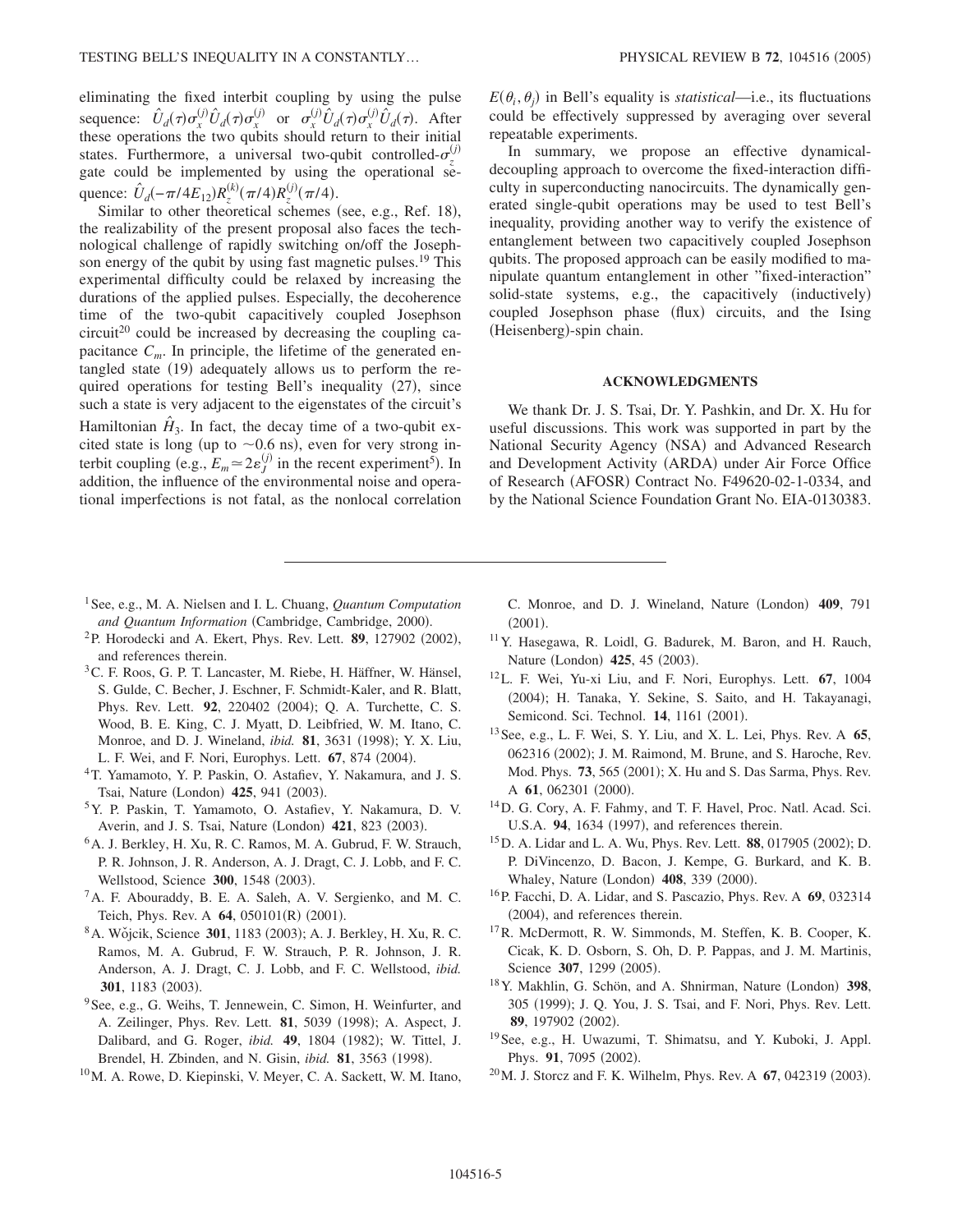eliminating the fixed interbit coupling by using the pulse sequence: $\hat{U}_d(\tau)\sigma_x^{(j)}\hat{U}_d(\tau)\sigma_x^{(j)}$ or $\sigma_x^{(j)}\hat{U}_d(\tau)\sigma_x^{(j)}\hat{U}_d(\tau)$. After these operations the two qubits should return to their initial states. Furthermore, a universal two-qubit controlled-$\sigma_z^{(j)}$ gate could be implemented by using the operational sequence: $\hat{U}_d(-\pi/4E_{12})R_z^{(k)}(\pi/4)R_z^{(j)}(\pi/4)$.

Similar to other theoretical schemes (see, e.g., Ref. 18), the realizability of the present proposal also faces the technological challenge of rapidly switching on/off the Josephson energy of the qubit by using fast magnetic pulses.[19] This experimental difficulty could be relaxed by increasing the durations of the applied pulses. Especially, the decoherence time of the two-qubit capacitively coupled Josephson circuit[20] could be increased by decreasing the coupling capacitance $C_m$. In principle, the lifetime of the generated entangled state (19) adequately allows us to perform the required operations for testing Bell's inequality (27), since such a state is very adjacent to the eigenstates of the circuit's Hamiltonian $\hat{H}_3$. In fact, the decay time of a two-qubit excited state is long (up to $\sim$0.6 ns), even for very strong interbit coupling (e.g., $E_m \simeq 2\varepsilon_J^{(j)}$ in the recent experiment[5]). In addition, the influence of the environmental noise and operational imperfections is not fatal, as the nonlocal correlation $E(\theta_i, \theta_j)$ in Bell's equality is *statistical*—i.e., its fluctuations could be effectively suppressed by averaging over several repeatable experiments.

In summary, we propose an effective dynamical-decoupling approach to overcome the fixed-interaction difficulty in superconducting nanocircuits. The dynamically generated single-qubit operations may be used to test Bell's inequality, providing another way to verify the existence of entanglement between two capacitively coupled Josephson qubits. The proposed approach can be easily modified to manipulate quantum entanglement in other "fixed-interaction" solid-state systems, e.g., the capacitively (inductively) coupled Josephson phase (flux) circuits, and the Ising (Heisenberg)-spin chain.

## ACKNOWLEDGMENTS

We thank Dr. J. S. Tsai, Dr. Y. Pashkin, and Dr. X. Hu for useful discussions. This work was supported in part by the National Security Agency (NSA) and Advanced Research and Development Activity (ARDA) under Air Force Office of Research (AFOSR) Contract No. F49620-02-1-0334, and by the National Science Foundation Grant No. EIA-0130383.

---

[1] See, e.g., M. A. Nielsen and I. L. Chuang, *Quantum Computation and Quantum Information* (Cambridge, Cambridge, 2000).

[2] P. Horodecki and A. Ekert, Phys. Rev. Lett. **89**, 127902 (2002), and references therein.

[3] C. F. Roos, G. P. T. Lancaster, M. Riebe, H. Häffner, W. Hänsel, S. Gulde, C. Becher, J. Eschner, F. Schmidt-Kaler, and R. Blatt, Phys. Rev. Lett. **92**, 220402 (2004); Q. A. Turchette, C. S. Wood, B. E. King, C. J. Myatt, D. Leibfried, W. M. Itano, C. Monroe, and D. J. Wineland, *ibid.* **81**, 3631 (1998); Y. X. Liu, L. F. Wei, and F. Nori, Europhys. Lett. **67**, 874 (2004).

[4] T. Yamamoto, Y. P. Paskin, O. Astafiev, Y. Nakamura, and J. S. Tsai, Nature (London) **425**, 941 (2003).

[5] Y. P. Paskin, T. Yamamoto, O. Astafiev, Y. Nakamura, D. V. Averin, and J. S. Tsai, Nature (London) **421**, 823 (2003).

[6] A. J. Berkley, H. Xu, R. C. Ramos, M. A. Gubrud, F. W. Strauch, P. R. Johnson, J. R. Anderson, A. J. Dragt, C. J. Lobb, and F. C. Wellstood, Science **300**, 1548 (2003).

[7] A. F. Abouraddy, B. E. A. Saleh, A. V. Sergienko, and M. C. Teich, Phys. Rev. A **64**, 050101(R) (2001).

[8] A. Wŏjcik, Science **301**, 1183 (2003); A. J. Berkley, H. Xu, R. C. Ramos, M. A. Gubrud, F. W. Strauch, P. R. Johnson, J. R. Anderson, A. J. Dragt, C. J. Lobb, and F. C. Wellstood, *ibid.* **301**, 1183 (2003).

[9] See, e.g., G. Weihs, T. Jennewein, C. Simon, H. Weinfurter, and A. Zeilinger, Phys. Rev. Lett. **81**, 5039 (1998); A. Aspect, J. Dalibard, and G. Roger, *ibid.* **49**, 1804 (1982); W. Tittel, J. Brendel, H. Zbinden, and N. Gisin, *ibid.* **81**, 3563 (1998).

[10] M. A. Rowe, D. Kiepinski, V. Meyer, C. A. Sackett, W. M. Itano, C. Monroe, and D. J. Wineland, Nature (London) **409**, 791 (2001).

[11] Y. Hasegawa, R. Loidl, G. Badurek, M. Baron, and H. Rauch, Nature (London) **425**, 45 (2003).

[12] L. F. Wei, Yu-xi Liu, and F. Nori, Europhys. Lett. **67**, 1004 (2004); H. Tanaka, Y. Sekine, S. Saito, and H. Takayanagi, Semicond. Sci. Technol. **14**, 1161 (2001).

[13] See, e.g., L. F. Wei, S. Y. Liu, and X. L. Lei, Phys. Rev. A **65**, 062316 (2002); J. M. Raimond, M. Brune, and S. Haroche, Rev. Mod. Phys. **73**, 565 (2001); X. Hu and S. Das Sarma, Phys. Rev. A **61**, 062301 (2000).

[14] D. G. Cory, A. F. Fahmy, and T. F. Havel, Proc. Natl. Acad. Sci. U.S.A. **94**, 1634 (1997), and references therein.

[15] D. A. Lidar and L. A. Wu, Phys. Rev. Lett. **88**, 017905 (2002); D. P. DiVincenzo, D. Bacon, J. Kempe, G. Burkard, and K. B. Whaley, Nature (London) **408**, 339 (2000).

[16] P. Facchi, D. A. Lidar, and S. Pascazio, Phys. Rev. A **69**, 032314 (2004), and references therein.

[17] R. McDermott, R. W. Simmonds, M. Steffen, K. B. Cooper, K. Cicak, K. D. Osborn, S. Oh, D. P. Pappas, and J. M. Martinis, Science **307**, 1299 (2005).

[18] Y. Makhlin, G. Schön, and A. Shnirman, Nature (London) **398**, 305 (1999); J. Q. You, J. S. Tsai, and F. Nori, Phys. Rev. Lett. **89**, 197902 (2002).

[19] See, e.g., H. Uwazumi, T. Shimatsu, and Y. Kuboki, J. Appl. Phys. **91**, 7095 (2002).

[20] M. J. Storcz and F. K. Wilhelm, Phys. Rev. A **67**, 042319 (2003).